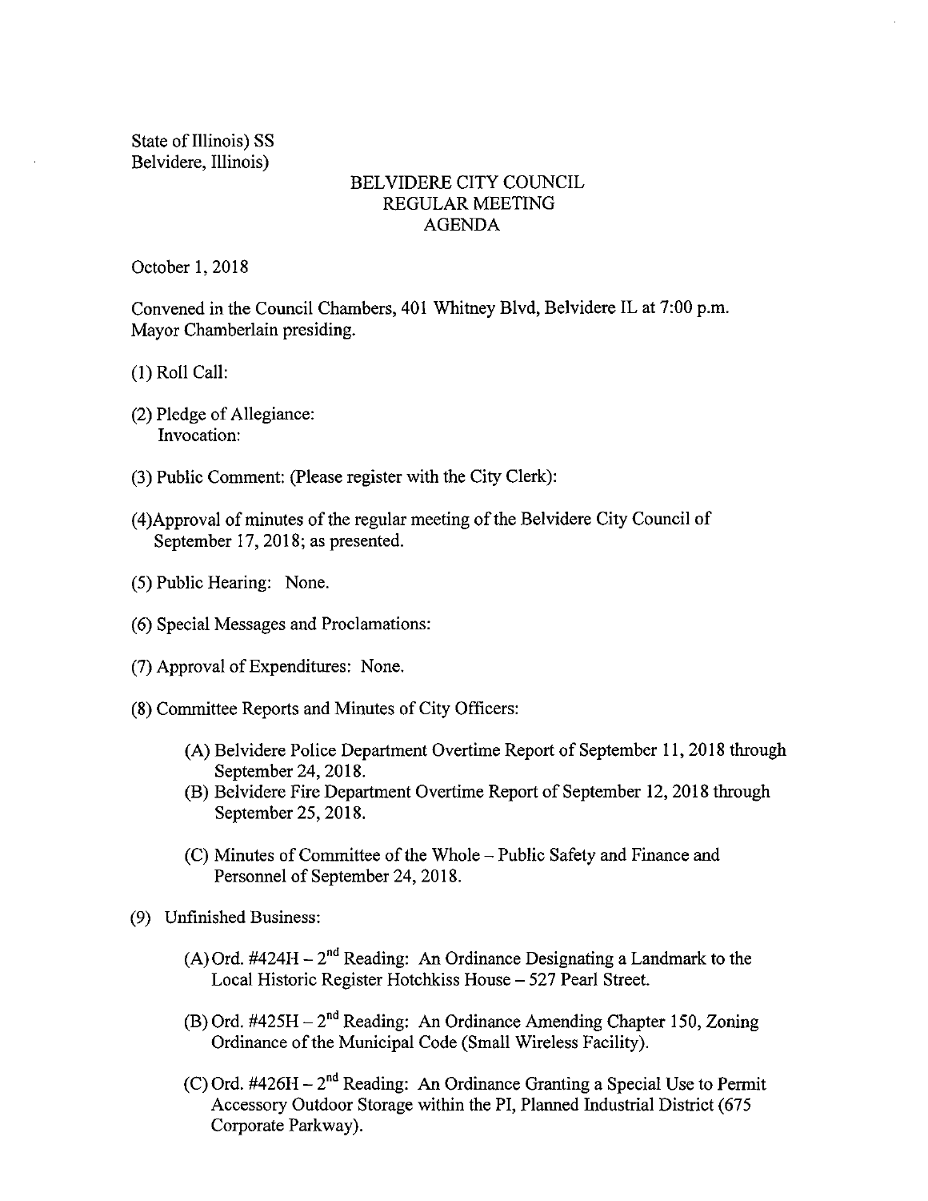State of Illinois) SS
Belvidere, Illinois)

# BELVIDERE CITY COUNCIL
## REGULAR MEETING
## AGENDA

October 1, 2018

Convened in the Council Chambers, 401 Whitney Blvd, Belvidere IL at 7:00 p.m.
Mayor Chamberlain presiding.

(1) Roll Call:

(2) Pledge of Allegiance:
Invocation:

(3) Public Comment: (Please register with the City Clerk):

(4)Approval of minutes of the regular meeting of the Belvidere City Council of September 17, 2018; as presented.

(5) Public Hearing: None.

(6) Special Messages and Proclamations:

(7) Approval of Expenditures: None.

(8) Committee Reports and Minutes of City Officers:

(A) Belvidere Police Department Overtime Report of September 11, 2018 through September 24, 2018.

(B) Belvidere Fire Department Overtime Report of September 12, 2018 through September 25, 2018.

(C) Minutes of Committee of the Whole – Public Safety and Finance and Personnel of September 24, 2018.

(9) Unfinished Business:

(A) Ord. #424H – 2nd Reading: An Ordinance Designating a Landmark to the Local Historic Register Hotchkiss House – 527 Pearl Street.

(B) Ord. #425H – 2nd Reading: An Ordinance Amending Chapter 150, Zoning Ordinance of the Municipal Code (Small Wireless Facility).

(C) Ord. #426H – 2nd Reading: An Ordinance Granting a Special Use to Permit Accessory Outdoor Storage within the PI, Planned Industrial District (675 Corporate Parkway).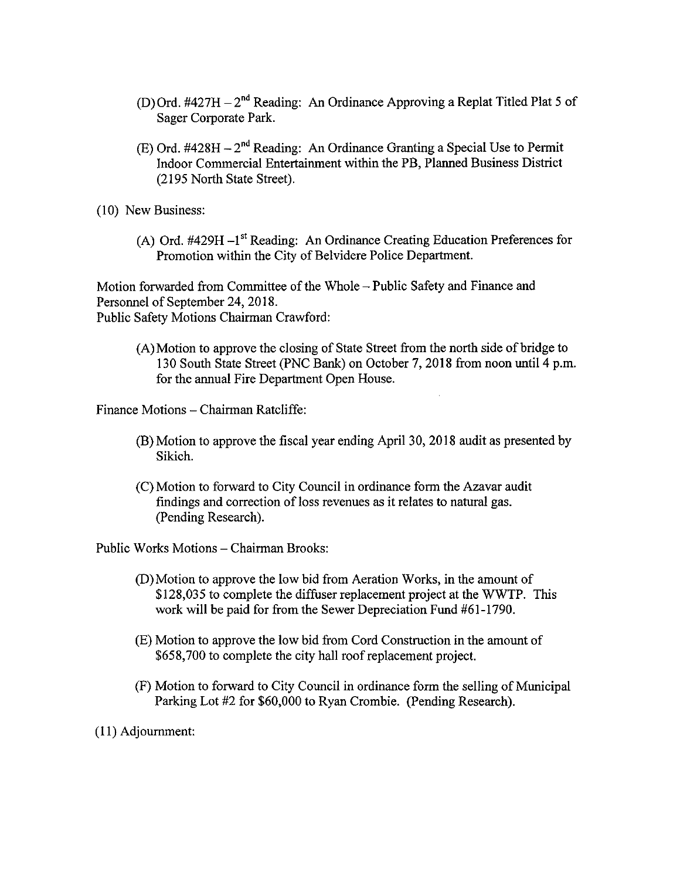(D) Ord. #427H – 2nd Reading: An Ordinance Approving a Replat Titled Plat 5 of Sager Corporate Park.

(E) Ord. #428H – 2nd Reading: An Ordinance Granting a Special Use to Permit Indoor Commercial Entertainment within the PB, Planned Business District (2195 North State Street).

(10) New Business:

(A) Ord. #429H –1st Reading: An Ordinance Creating Education Preferences for Promotion within the City of Belvidere Police Department.

Motion forwarded from Committee of the Whole – Public Safety and Finance and Personnel of September 24, 2018.

Public Safety Motions Chairman Crawford:

(A) Motion to approve the closing of State Street from the north side of bridge to 130 South State Street (PNC Bank) on October 7, 2018 from noon until 4 p.m. for the annual Fire Department Open House.

Finance Motions – Chairman Ratcliffe:

(B) Motion to approve the fiscal year ending April 30, 2018 audit as presented by Sikich.

(C) Motion to forward to City Council in ordinance form the Azavar audit findings and correction of loss revenues as it relates to natural gas. (Pending Research).

Public Works Motions – Chairman Brooks:

(D) Motion to approve the low bid from Aeration Works, in the amount of $128,035 to complete the diffuser replacement project at the WWTP. This work will be paid for from the Sewer Depreciation Fund #61-1790.

(E) Motion to approve the low bid from Cord Construction in the amount of $658,700 to complete the city hall roof replacement project.

(F) Motion to forward to City Council in ordinance form the selling of Municipal Parking Lot #2 for $60,000 to Ryan Crombie. (Pending Research).

(11) Adjournment: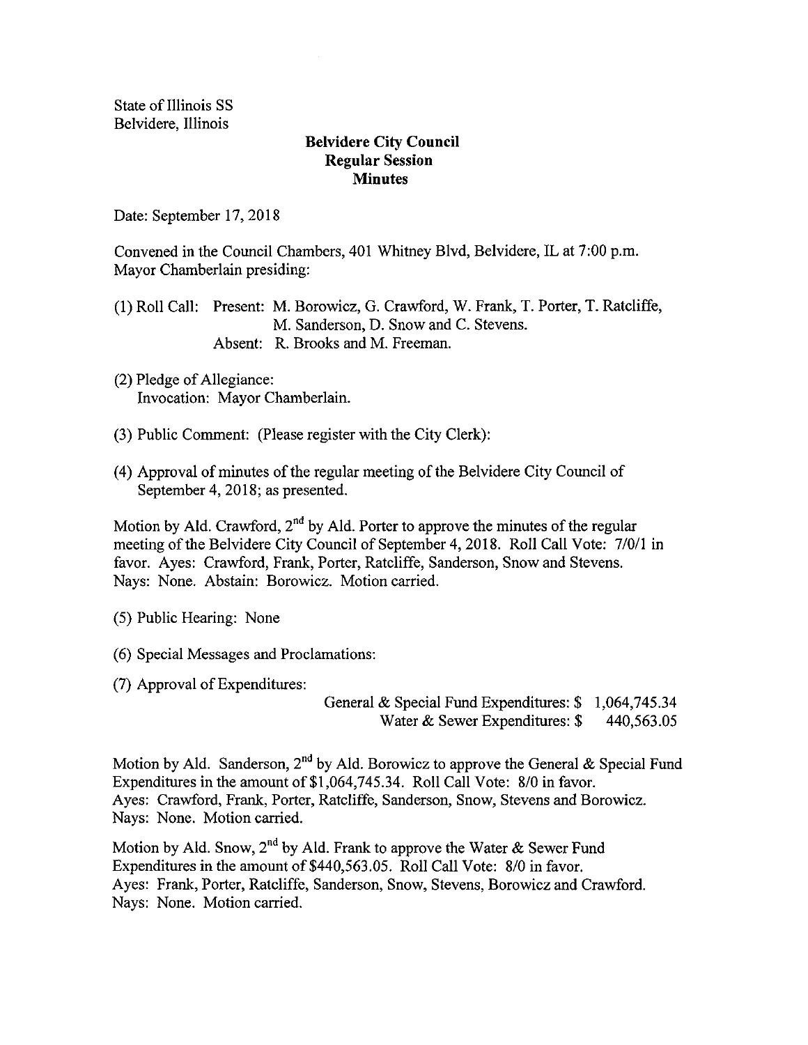State of Illinois SS
Belvidere, Illinois

**Belvidere City Council**
**Regular Session**
**Minutes**

Date: September 17, 2018

Convened in the Council Chambers, 401 Whitney Blvd, Belvidere, IL at 7:00 p.m.
Mayor Chamberlain presiding:

(1) Roll Call: Present: M. Borowicz, G. Crawford, W. Frank, T. Porter, T. Ratcliffe, M. Sanderson, D. Snow and C. Stevens.
Absent: R. Brooks and M. Freeman.

(2) Pledge of Allegiance:
Invocation: Mayor Chamberlain.

(3) Public Comment: (Please register with the City Clerk):

(4) Approval of minutes of the regular meeting of the Belvidere City Council of September 4, 2018; as presented.

Motion by Ald. Crawford, 2nd by Ald. Porter to approve the minutes of the regular meeting of the Belvidere City Council of September 4, 2018. Roll Call Vote: 7/0/1 in favor. Ayes: Crawford, Frank, Porter, Ratcliffe, Sanderson, Snow and Stevens. Nays: None. Abstain: Borowicz. Motion carried.

(5) Public Hearing: None

(6) Special Messages and Proclamations:

(7) Approval of Expenditures:

General & Special Fund Expenditures: $ 1,064,745.34
Water & Sewer Expenditures: $ 440,563.05

Motion by Ald. Sanderson, 2nd by Ald. Borowicz to approve the General & Special Fund Expenditures in the amount of $1,064,745.34. Roll Call Vote: 8/0 in favor. Ayes: Crawford, Frank, Porter, Ratcliffe, Sanderson, Snow, Stevens and Borowicz. Nays: None. Motion carried.

Motion by Ald. Snow, 2nd by Ald. Frank to approve the Water & Sewer Fund Expenditures in the amount of $440,563.05. Roll Call Vote: 8/0 in favor. Ayes: Frank, Porter, Ratcliffe, Sanderson, Snow, Stevens, Borowicz and Crawford. Nays: None. Motion carried.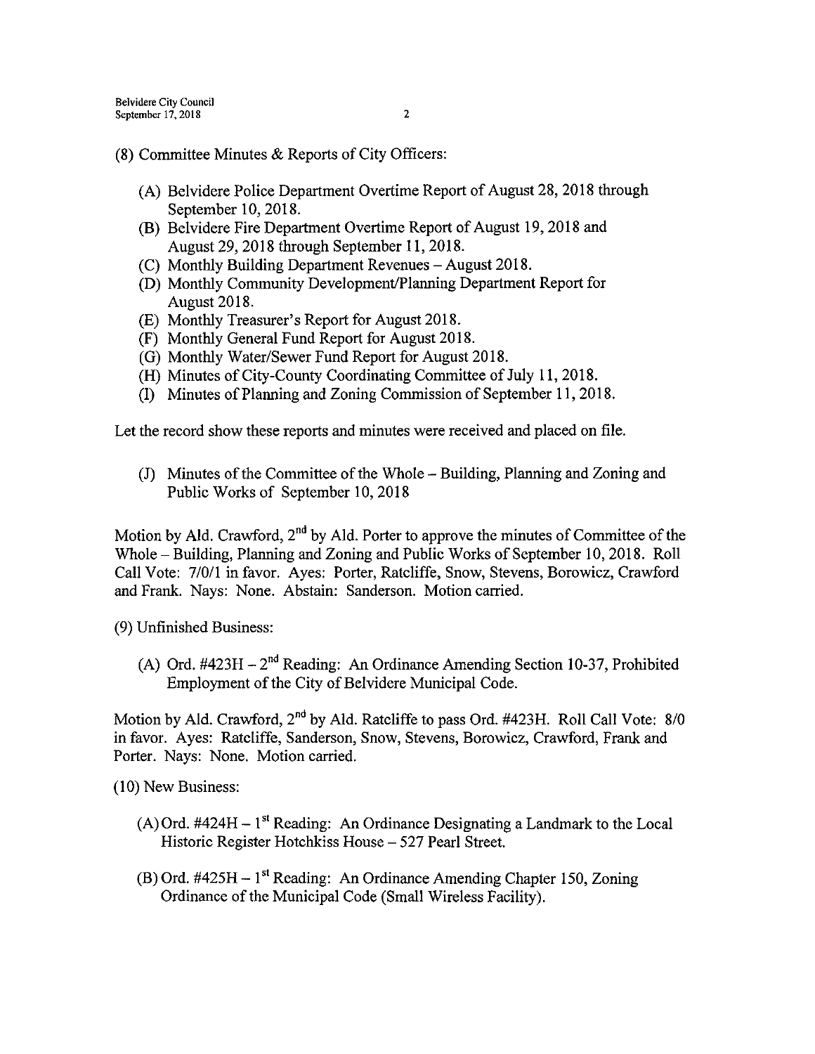(8) Committee Minutes & Reports of City Officers:

(A) Belvidere Police Department Overtime Report of August 28, 2018 through September 10, 2018.
(B) Belvidere Fire Department Overtime Report of August 19, 2018 and August 29, 2018 through September 11, 2018.
(C) Monthly Building Department Revenues – August 2018.
(D) Monthly Community Development/Planning Department Report for August 2018.
(E) Monthly Treasurer's Report for August 2018.
(F) Monthly General Fund Report for August 2018.
(G) Monthly Water/Sewer Fund Report for August 2018.
(H) Minutes of City-County Coordinating Committee of July 11, 2018.
(I) Minutes of Planning and Zoning Commission of September 11, 2018.

Let the record show these reports and minutes were received and placed on file.

(J) Minutes of the Committee of the Whole – Building, Planning and Zoning and Public Works of September 10, 2018

Motion by Ald. Crawford, 2nd by Ald. Porter to approve the minutes of Committee of the Whole – Building, Planning and Zoning and Public Works of September 10, 2018. Roll Call Vote: 7/0/1 in favor. Ayes: Porter, Ratcliffe, Snow, Stevens, Borowicz, Crawford and Frank. Nays: None. Abstain: Sanderson. Motion carried.

(9) Unfinished Business:

(A) Ord. #423H – 2nd Reading: An Ordinance Amending Section 10-37, Prohibited Employment of the City of Belvidere Municipal Code.

Motion by Ald. Crawford, 2nd by Ald. Ratcliffe to pass Ord. #423H. Roll Call Vote: 8/0 in favor. Ayes: Ratcliffe, Sanderson, Snow, Stevens, Borowicz, Crawford, Frank and Porter. Nays: None. Motion carried.

(10) New Business:

(A) Ord. #424H – 1st Reading: An Ordinance Designating a Landmark to the Local Historic Register Hotchkiss House – 527 Pearl Street.

(B) Ord. #425H – 1st Reading: An Ordinance Amending Chapter 150, Zoning Ordinance of the Municipal Code (Small Wireless Facility).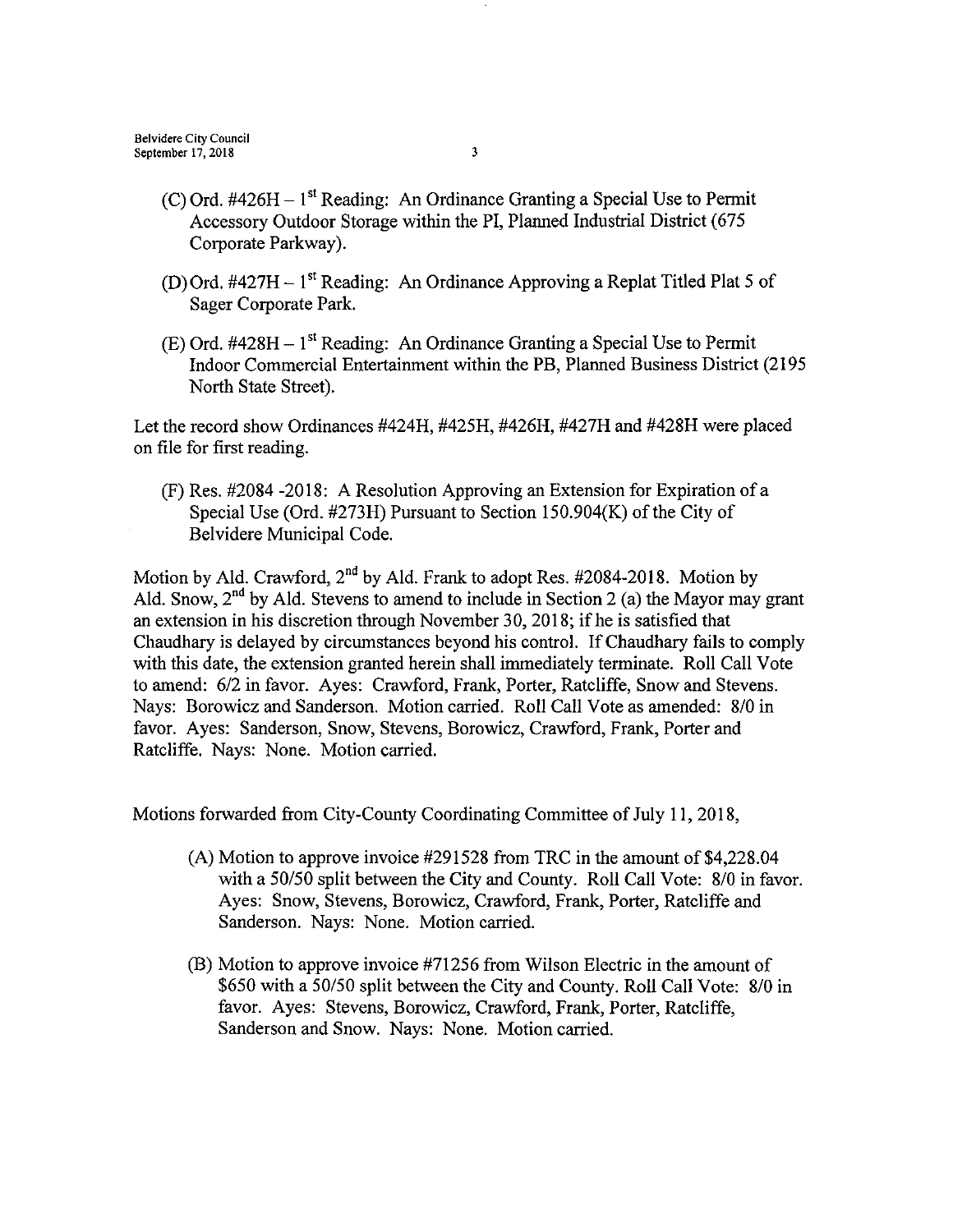(C) Ord. #426H – 1st Reading: An Ordinance Granting a Special Use to Permit Accessory Outdoor Storage within the PI, Planned Industrial District (675 Corporate Parkway).

(D) Ord. #427H – 1st Reading: An Ordinance Approving a Replat Titled Plat 5 of Sager Corporate Park.

(E) Ord. #428H – 1st Reading: An Ordinance Granting a Special Use to Permit Indoor Commercial Entertainment within the PB, Planned Business District (2195 North State Street).

Let the record show Ordinances #424H, #425H, #426H, #427H and #428H were placed on file for first reading.

(F) Res. #2084 -2018: A Resolution Approving an Extension for Expiration of a Special Use (Ord. #273H) Pursuant to Section 150.904(K) of the City of Belvidere Municipal Code.

Motion by Ald. Crawford, 2nd by Ald. Frank to adopt Res. #2084-2018. Motion by Ald. Snow, 2nd by Ald. Stevens to amend to include in Section 2 (a) the Mayor may grant an extension in his discretion through November 30, 2018; if he is satisfied that Chaudhary is delayed by circumstances beyond his control. If Chaudhary fails to comply with this date, the extension granted herein shall immediately terminate. Roll Call Vote to amend: 6/2 in favor. Ayes: Crawford, Frank, Porter, Ratcliffe, Snow and Stevens. Nays: Borowicz and Sanderson. Motion carried. Roll Call Vote as amended: 8/0 in favor. Ayes: Sanderson, Snow, Stevens, Borowicz, Crawford, Frank, Porter and Ratcliffe. Nays: None. Motion carried.

Motions forwarded from City-County Coordinating Committee of July 11, 2018,

(A) Motion to approve invoice #291528 from TRC in the amount of $4,228.04 with a 50/50 split between the City and County. Roll Call Vote: 8/0 in favor. Ayes: Snow, Stevens, Borowicz, Crawford, Frank, Porter, Ratcliffe and Sanderson. Nays: None. Motion carried.

(B) Motion to approve invoice #71256 from Wilson Electric in the amount of $650 with a 50/50 split between the City and County. Roll Call Vote: 8/0 in favor. Ayes: Stevens, Borowicz, Crawford, Frank, Porter, Ratcliffe, Sanderson and Snow. Nays: None. Motion carried.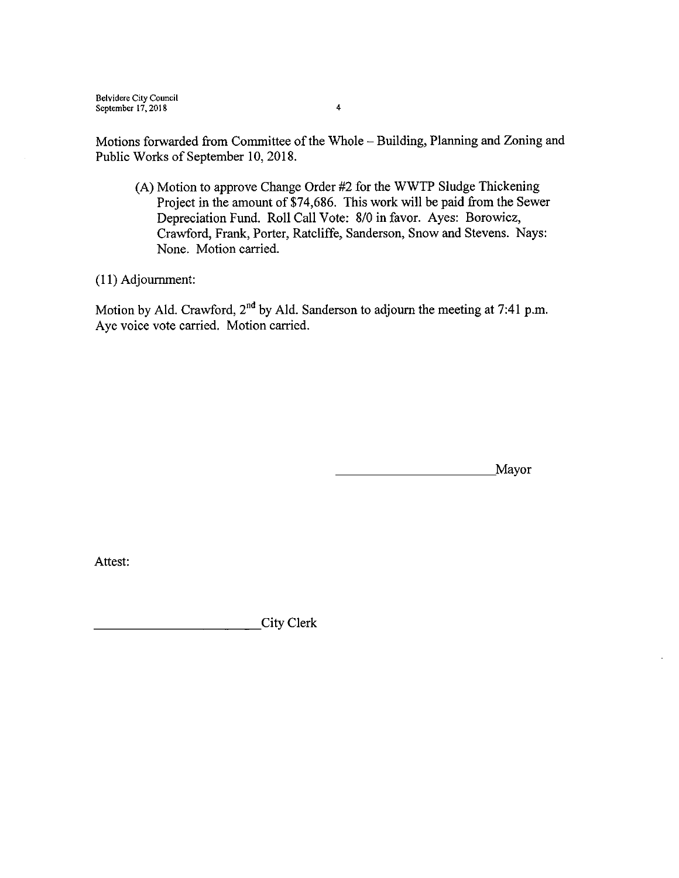Motions forwarded from Committee of the Whole – Building, Planning and Zoning and Public Works of September 10, 2018.

(A) Motion to approve Change Order #2 for the WWTP Sludge Thickening Project in the amount of $74,686. This work will be paid from the Sewer Depreciation Fund. Roll Call Vote: 8/0 in favor. Ayes: Borowicz, Crawford, Frank, Porter, Ratcliffe, Sanderson, Snow and Stevens. Nays: None. Motion carried.

(11) Adjournment:

Motion by Ald. Crawford, 2nd by Ald. Sanderson to adjourn the meeting at 7:41 p.m. Aye voice vote carried. Motion carried.

______________________Mayor

Attest:

______________________City Clerk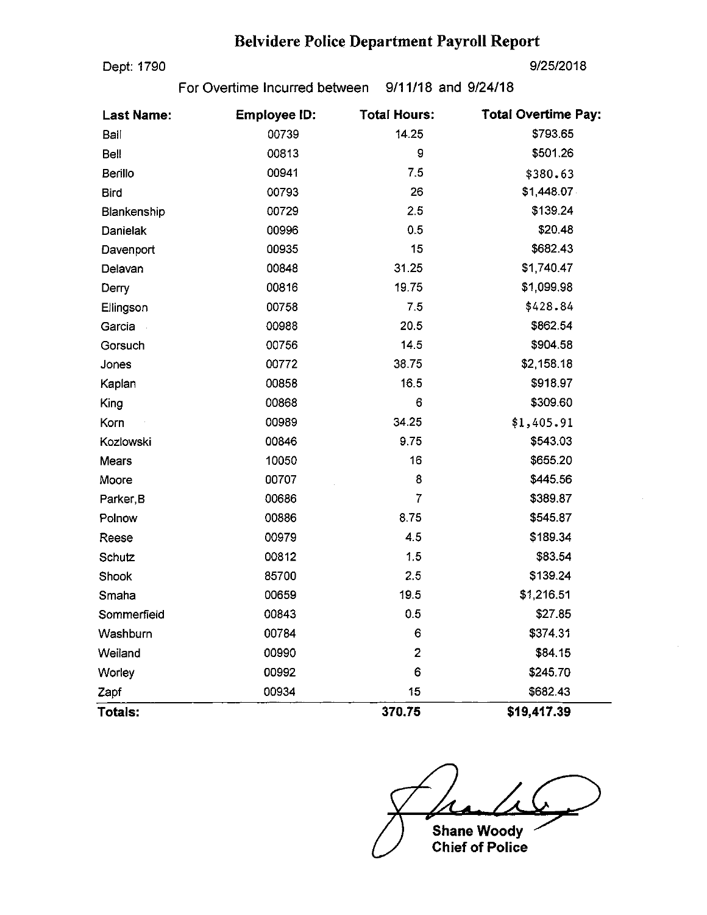# Belvidere Police Department Payroll Report

Dept: 1790

9/25/2018

For Overtime Incurred between 9/11/18 and 9/24/18

| Last Name: | Employee ID: | Total Hours: | Total Overtime Pay: |
|---|---|---|---|
| Ball | 00739 | 14.25 | $793.65 |
| Bell | 00813 | 9 | $501.26 |
| Berillo | 00941 | 7.5 | $380.63 |
| Bird | 00793 | 26 | $1,448.07 |
| Blankenship | 00729 | 2.5 | $139.24 |
| Danielak | 00996 | 0.5 | $20.48 |
| Davenport | 00935 | 15 | $682.43 |
| Delavan | 00848 | 31.25 | $1,740.47 |
| Derry | 00816 | 19.75 | $1,099.98 |
| Ellingson | 00758 | 7.5 | $428.84 |
| Garcia | 00988 | 20.5 | $862.54 |
| Gorsuch | 00756 | 14.5 | $904.58 |
| Jones | 00772 | 38.75 | $2,158.18 |
| Kaplan | 00858 | 16.5 | $918.97 |
| King | 00868 | 6 | $309.60 |
| Korn | 00989 | 34.25 | $1,405.91 |
| Kozlowski | 00846 | 9.75 | $543.03 |
| Mears | 10050 | 16 | $655.20 |
| Moore | 00707 | 8 | $445.56 |
| Parker,B | 00686 | 7 | $389.87 |
| Polnow | 00886 | 8.75 | $545.87 |
| Reese | 00979 | 4.5 | $189.34 |
| Schutz | 00812 | 1.5 | $83.54 |
| Shook | 85700 | 2.5 | $139.24 |
| Smaha | 00659 | 19.5 | $1,216.51 |
| Sommerfield | 00843 | 0.5 | $27.85 |
| Washburn | 00784 | 6 | $374.31 |
| Weiland | 00990 | 2 | $84.15 |
| Worley | 00992 | 6 | $245.70 |
| Zapf | 00934 | 15 | $682.43 |
| **Totals:** | | **370.75** | **$19,417.39** |

Shane Woody
Chief of Police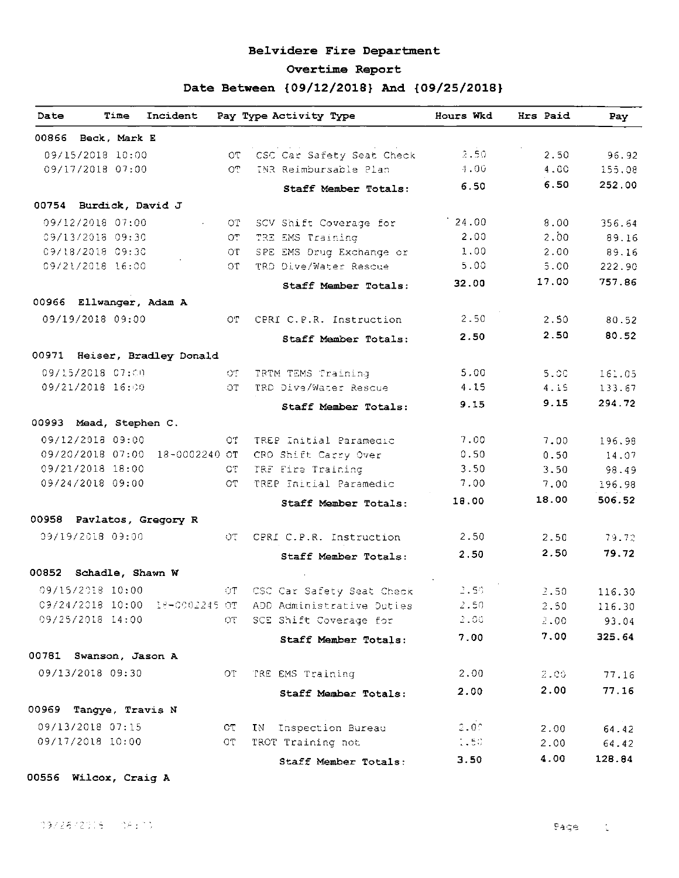# Belvidere Fire Department

## Overtime Report

### Date Between {09/12/2018} And {09/25/2018}

| Date | Time | Incident | Pay Type | Activity Type | Hours Wkd | Hrs Paid | Pay |
|---|---|---|---|---|---|---|---|
| **00866 Beck, Mark E** | | | | | | | |
| 09/15/2018 | 10:00 | | OT | CSC Car Safety Seat Check | 2.50 | 2.50 | 96.92 |
| 09/17/2018 | 07:00 | | OT | INR Reimbursable Plan | 4.00 | 4.00 | 155.08 |
| | | | | **Staff Member Totals:** | **6.50** | **6.50** | **252.00** |
| **00754 Burdick, David J** | | | | | | | |
| 09/12/2018 | 07:00 | | OT | SCV Shift Coverage for | 24.00 | 8.00 | 356.64 |
| 09/13/2018 | 09:30 | | OT | TRE EMS Training | 2.00 | 2.00 | 89.16 |
| 09/18/2018 | 09:30 | | OT | SPE EMS Drug Exchange or | 1.00 | 2.00 | 89.16 |
| 09/21/2018 | 16:00 | | OT | TRD Dive/Water Rescue | 5.00 | 5.00 | 222.90 |
| | | | | **Staff Member Totals:** | **32.00** | **17.00** | **757.86** |
| **00966 Ellwanger, Adam A** | | | | | | | |
| 09/19/2018 | 09:00 | | OT | CPRI C.P.R. Instruction | 2.50 | 2.50 | 80.52 |
| | | | | **Staff Member Totals:** | **2.50** | **2.50** | **80.52** |
| **00971 Heiser, Bradley Donald** | | | | | | | |
| 09/15/2018 | 07:00 | | OT | TRTM TEMS Training | 5.00 | 5.00 | 161.05 |
| 09/21/2018 | 16:00 | | OT | TRD Dive/Water Rescue | 4.15 | 4.15 | 133.67 |
| | | | | **Staff Member Totals:** | **9.15** | **9.15** | **294.72** |
| **00993 Mead, Stephen C.** | | | | | | | |
| 09/12/2018 | 09:00 | | OT | TREP Initial Paramedic | 7.00 | 7.00 | 196.98 |
| 09/20/2018 | 07:00 | 18-0002240 | OT | CRO Shift Carry Over | 0.50 | 0.50 | 14.07 |
| 09/21/2018 | 18:00 | | OT | TRF Fire Training | 3.50 | 3.50 | 98.49 |
| 09/24/2018 | 09:00 | | OT | TREP Initial Paramedic | 7.00 | 7.00 | 196.98 |
| | | | | **Staff Member Totals:** | **18.00** | **18.00** | **506.52** |
| **00958 Pavlatos, Gregory R** | | | | | | | |
| 09/19/2018 | 09:00 | | OT | CPRI C.P.R. Instruction | 2.50 | 2.50 | 79.72 |
| | | | | **Staff Member Totals:** | **2.50** | **2.50** | **79.72** |
| **00852 Schadle, Shawn W** | | | | | | | |
| 09/15/2018 | 10:00 | | OT | CSC Car Safety Seat Check | 2.50 | 2.50 | 116.30 |
| 09/24/2018 | 10:00 | 18-0002245 | OT | ADD Administrative Duties | 2.50 | 2.50 | 116.30 |
| 09/25/2018 | 14:00 | | OT | SCE Shift Coverage for | 2.00 | 2.00 | 93.04 |
| | | | | **Staff Member Totals:** | **7.00** | **7.00** | **325.64** |
| **00781 Swanson, Jason A** | | | | | | | |
| 09/13/2018 | 09:30 | | OT | TRE EMS Training | 2.00 | 2.00 | 77.16 |
| | | | | **Staff Member Totals:** | **2.00** | **2.00** | **77.16** |
| **00969 Tangye, Travis N** | | | | | | | |
| 09/13/2018 | 07:15 | | OT | IN Inspection Bureau | 2.00 | 2.00 | 64.42 |
| 09/17/2018 | 10:00 | | OT | TROT Training not | 1.50 | 2.00 | 64.42 |
| | | | | **Staff Member Totals:** | **3.50** | **4.00** | **128.84** |
| **00556 Wilcox, Craig A** | | | | | | | |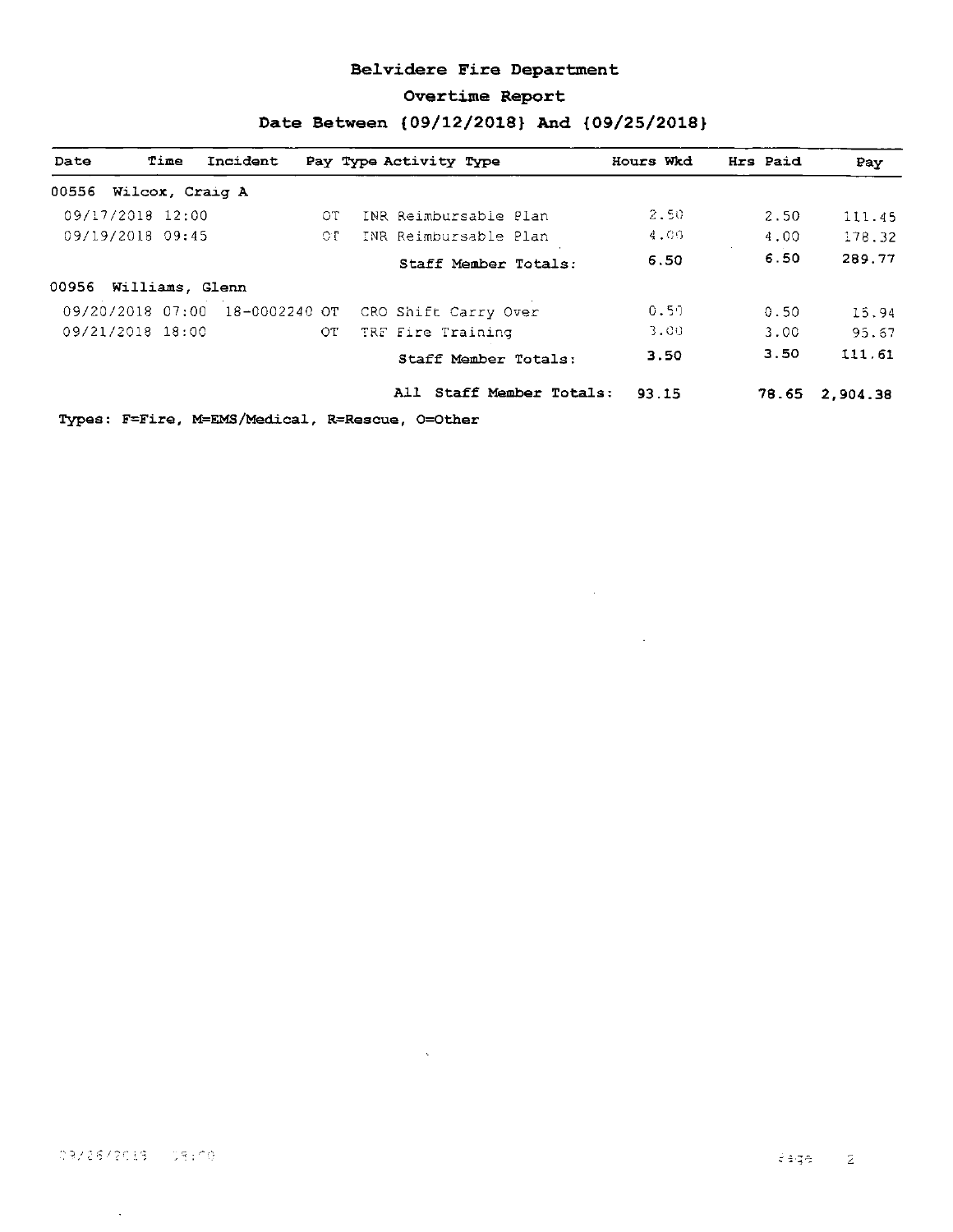# Belvidere Fire Department

## Overtime Report

### Date Between {09/12/2018} And {09/25/2018}

| Date | Time | Incident | Pay Type | Activity Type | Hours Wkd | Hrs Paid | Pay |
|---|---|---|---|---|---|---|---|
| **00556 Wilcox, Craig A** | | | | | | | |
| 09/17/2018 | 12:00 | | OT | INR Reimbursable Plan | 2.50 | 2.50 | 111.45 |
| 09/19/2018 | 09:45 | | OT | INR Reimbursable Plan | 4.00 | 4.00 | 178.32 |
| | | | | **Staff Member Totals:** | **6.50** | **6.50** | **289.77** |
| **00956 Williams, Glenn** | | | | | | | |
| 09/20/2018 | 07:00 | 18-0002240 | OT | CRO Shift Carry Over | 0.50 | 0.50 | 15.94 |
| 09/21/2018 | 18:00 | | OT | TRF Fire Training | 3.00 | 3.00 | 95.67 |
| | | | | **Staff Member Totals:** | **3.50** | **3.50** | **111.61** |
| | | | | **All Staff Member Totals:** | **93.15** | **78.65** | **2,904.38** |

**Types: F=Fire, M=EMS/Medical, R=Rescue, O=Other**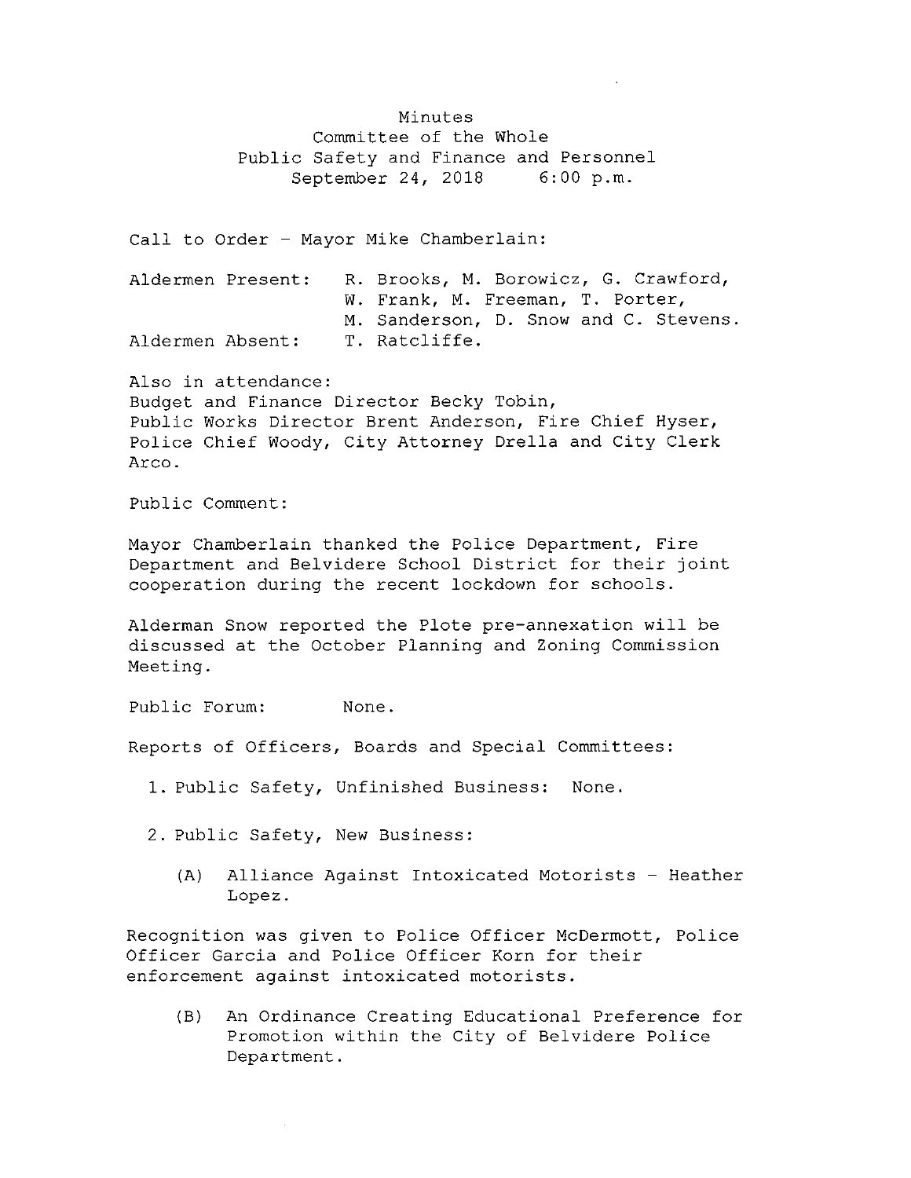# Minutes
## Committee of the Whole
## Public Safety and Finance and Personnel
## September 24, 2018 6:00 p.m.

Call to Order - Mayor Mike Chamberlain:

Aldermen Present: R. Brooks, M. Borowicz, G. Crawford, W. Frank, M. Freeman, T. Porter, M. Sanderson, D. Snow and C. Stevens.

Aldermen Absent: T. Ratcliffe.

Also in attendance:
Budget and Finance Director Becky Tobin, Public Works Director Brent Anderson, Fire Chief Hyser, Police Chief Woody, City Attorney Drella and City Clerk Arco.

Public Comment:

Mayor Chamberlain thanked the Police Department, Fire Department and Belvidere School District for their joint cooperation during the recent lockdown for schools.

Alderman Snow reported the Plote pre-annexation will be discussed at the October Planning and Zoning Commission Meeting.

Public Forum: None.

Reports of Officers, Boards and Special Committees:

1. Public Safety, Unfinished Business: None.

2. Public Safety, New Business:

   (A) Alliance Against Intoxicated Motorists - Heather Lopez.

Recognition was given to Police Officer McDermott, Police Officer Garcia and Police Officer Korn for their enforcement against intoxicated motorists.

   (B) An Ordinance Creating Educational Preference for Promotion within the City of Belvidere Police Department.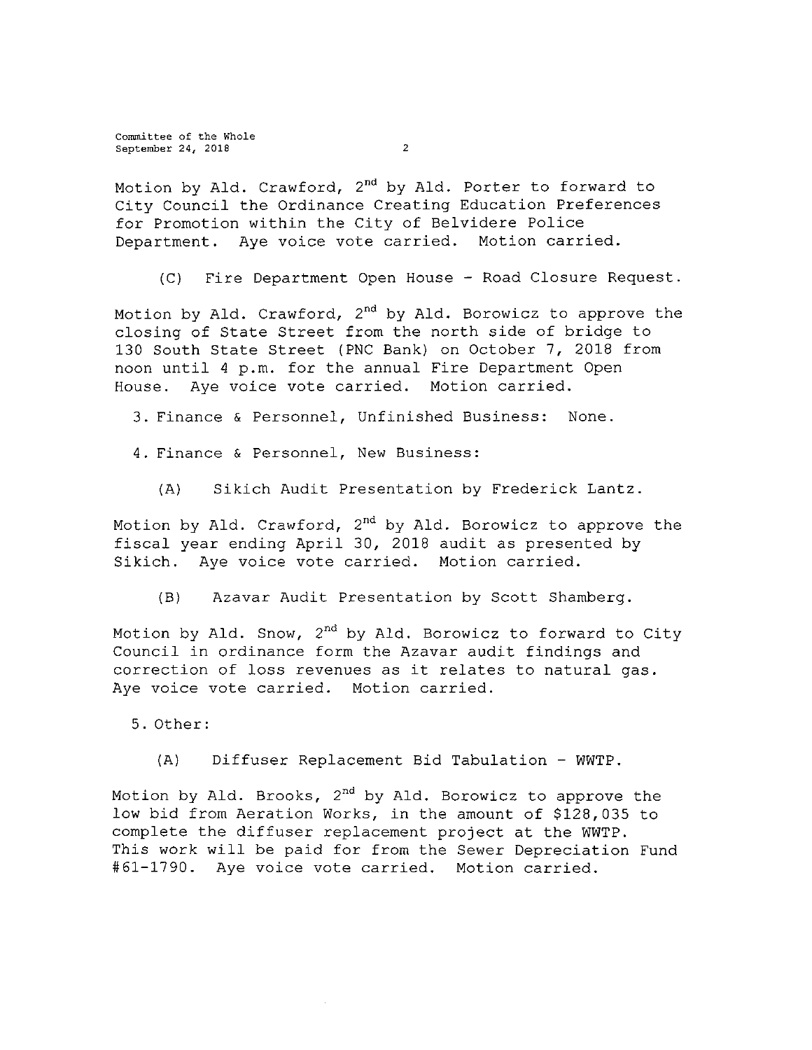Motion by Ald. Crawford, 2nd by Ald. Porter to forward to City Council the Ordinance Creating Education Preferences for Promotion within the City of Belvidere Police Department. Aye voice vote carried. Motion carried.

(C) Fire Department Open House - Road Closure Request.

Motion by Ald. Crawford, 2nd by Ald. Borowicz to approve the closing of State Street from the north side of bridge to 130 South State Street (PNC Bank) on October 7, 2018 from noon until 4 p.m. for the annual Fire Department Open House. Aye voice vote carried. Motion carried.

3. Finance & Personnel, Unfinished Business: None.

4. Finance & Personnel, New Business:

(A) Sikich Audit Presentation by Frederick Lantz.

Motion by Ald. Crawford, 2nd by Ald. Borowicz to approve the fiscal year ending April 30, 2018 audit as presented by Sikich. Aye voice vote carried. Motion carried.

(B) Azavar Audit Presentation by Scott Shamberg.

Motion by Ald. Snow, 2nd by Ald. Borowicz to forward to City Council in ordinance form the Azavar audit findings and correction of loss revenues as it relates to natural gas. Aye voice vote carried. Motion carried.

5. Other:

(A) Diffuser Replacement Bid Tabulation - WWTP.

Motion by Ald. Brooks, 2nd by Ald. Borowicz to approve the low bid from Aeration Works, in the amount of $128,035 to complete the diffuser replacement project at the WWTP. This work will be paid for from the Sewer Depreciation Fund #61-1790. Aye voice vote carried. Motion carried.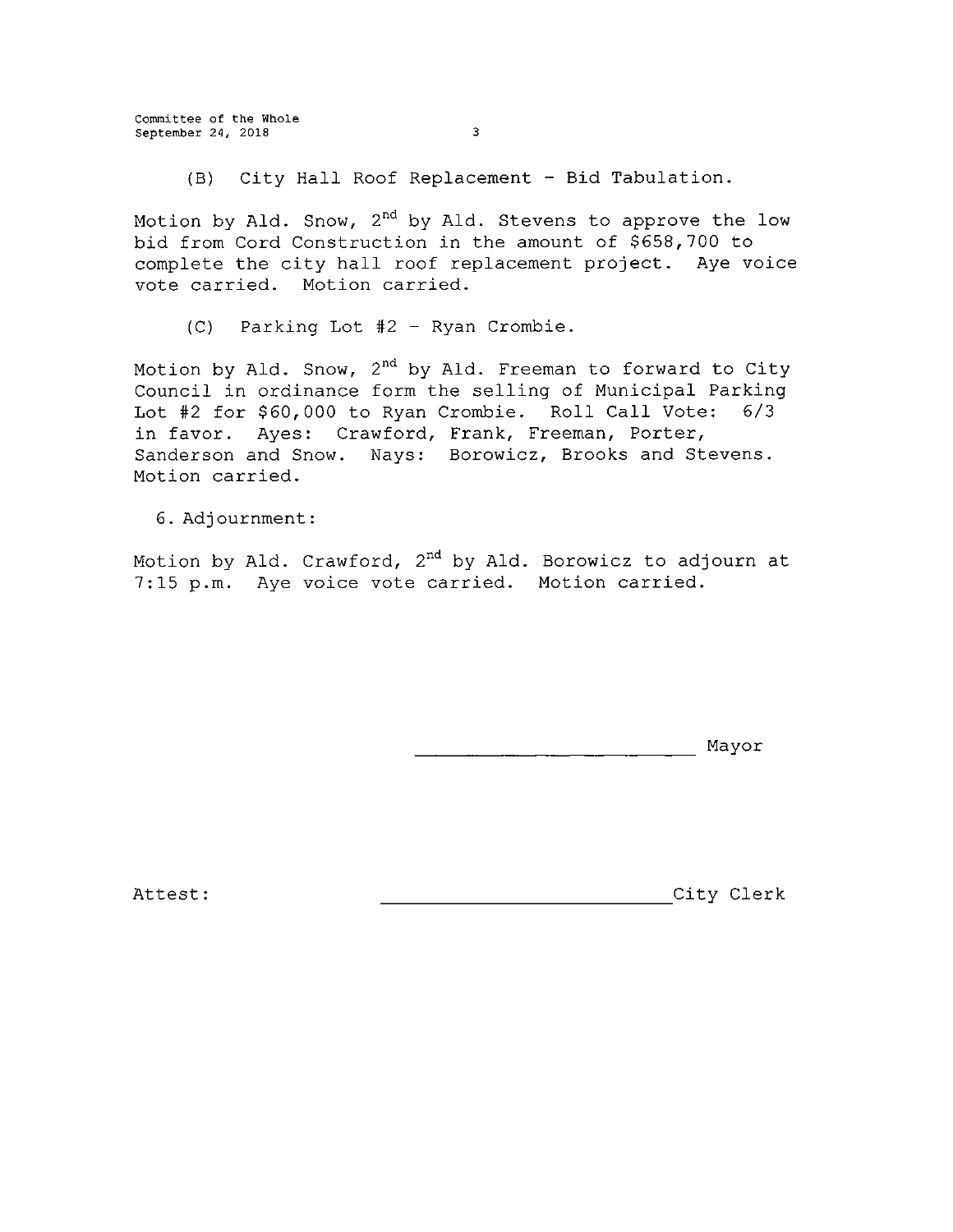(B) City Hall Roof Replacement - Bid Tabulation.

Motion by Ald. Snow, 2nd by Ald. Stevens to approve the low bid from Cord Construction in the amount of $658,700 to complete the city hall roof replacement project. Aye voice vote carried. Motion carried.

(C) Parking Lot #2 - Ryan Crombie.

Motion by Ald. Snow, 2nd by Ald. Freeman to forward to City Council in ordinance form the selling of Municipal Parking Lot #2 for $60,000 to Ryan Crombie. Roll Call Vote: 6/3 in favor. Ayes: Crawford, Frank, Freeman, Porter, Sanderson and Snow. Nays: Borowicz, Brooks and Stevens. Motion carried.

6. Adjournment:

Motion by Ald. Crawford, 2nd by Ald. Borowicz to adjourn at 7:15 p.m. Aye voice vote carried. Motion carried.

\_\_\_\_\_\_\_\_\_\_\_\_\_\_\_\_\_\_\_\_\_\_\_\_\_\_ Mayor

Attest: \_\_\_\_\_\_\_\_\_\_\_\_\_\_\_\_\_\_\_\_\_\_\_\_\_\_ City Clerk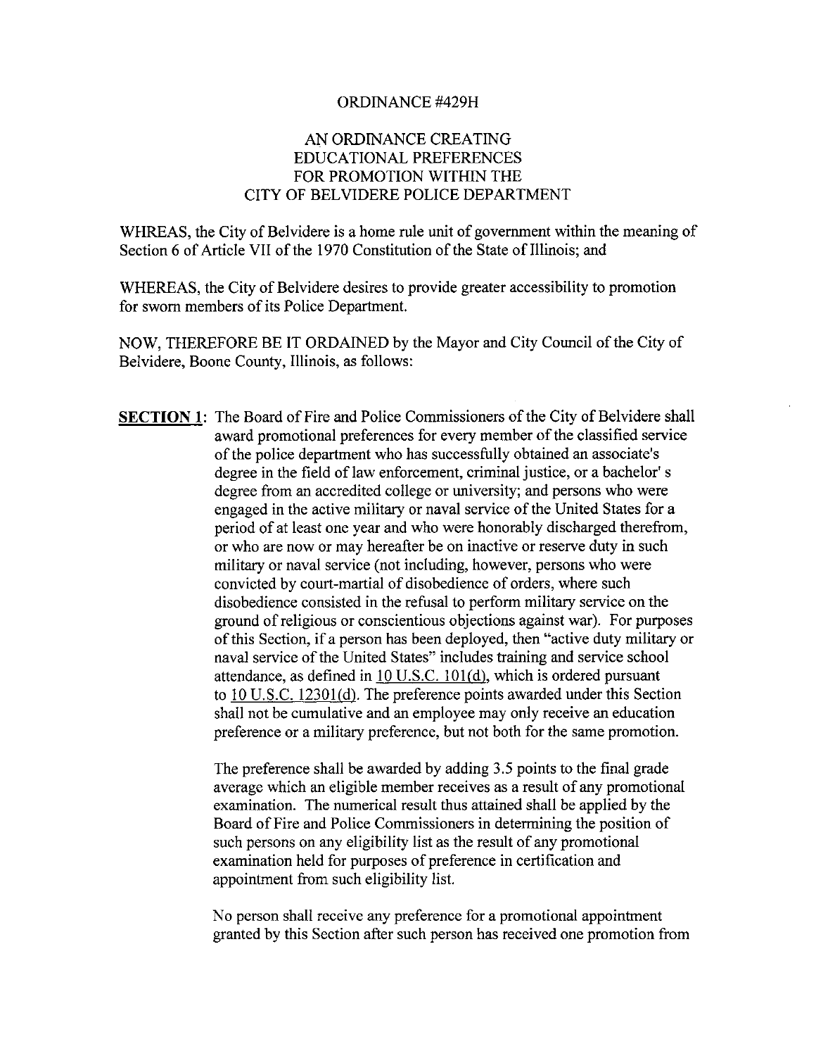ORDINANCE #429H

AN ORDINANCE CREATING
EDUCATIONAL PREFERENCES
FOR PROMOTION WITHIN THE
CITY OF BELVIDERE POLICE DEPARTMENT

WHREAS, the City of Belvidere is a home rule unit of government within the meaning of Section 6 of Article VII of the 1970 Constitution of the State of Illinois; and

WHEREAS, the City of Belvidere desires to provide greater accessibility to promotion for sworn members of its Police Department.

NOW, THEREFORE BE IT ORDAINED by the Mayor and City Council of the City of Belvidere, Boone County, Illinois, as follows:

**SECTION 1**: The Board of Fire and Police Commissioners of the City of Belvidere shall award promotional preferences for every member of the classified service of the police department who has successfully obtained an associate's degree in the field of law enforcement, criminal justice, or a bachelor' s degree from an accredited college or university; and persons who were engaged in the active military or naval service of the United States for a period of at least one year and who were honorably discharged therefrom, or who are now or may hereafter be on inactive or reserve duty in such military or naval service (not including, however, persons who were convicted by court-martial of disobedience of orders, where such disobedience consisted in the refusal to perform military service on the ground of religious or conscientious objections against war). For purposes of this Section, if a person has been deployed, then "active duty military or naval service of the United States" includes training and service school attendance, as defined in 10 U.S.C. 101(d), which is ordered pursuant to 10 U.S.C. 12301(d). The preference points awarded under this Section shall not be cumulative and an employee may only receive an education preference or a military preference, but not both for the same promotion.

The preference shall be awarded by adding 3.5 points to the final grade average which an eligible member receives as a result of any promotional examination. The numerical result thus attained shall be applied by the Board of Fire and Police Commissioners in determining the position of such persons on any eligibility list as the result of any promotional examination held for purposes of preference in certification and appointment from such eligibility list.

No person shall receive any preference for a promotional appointment granted by this Section after such person has received one promotion from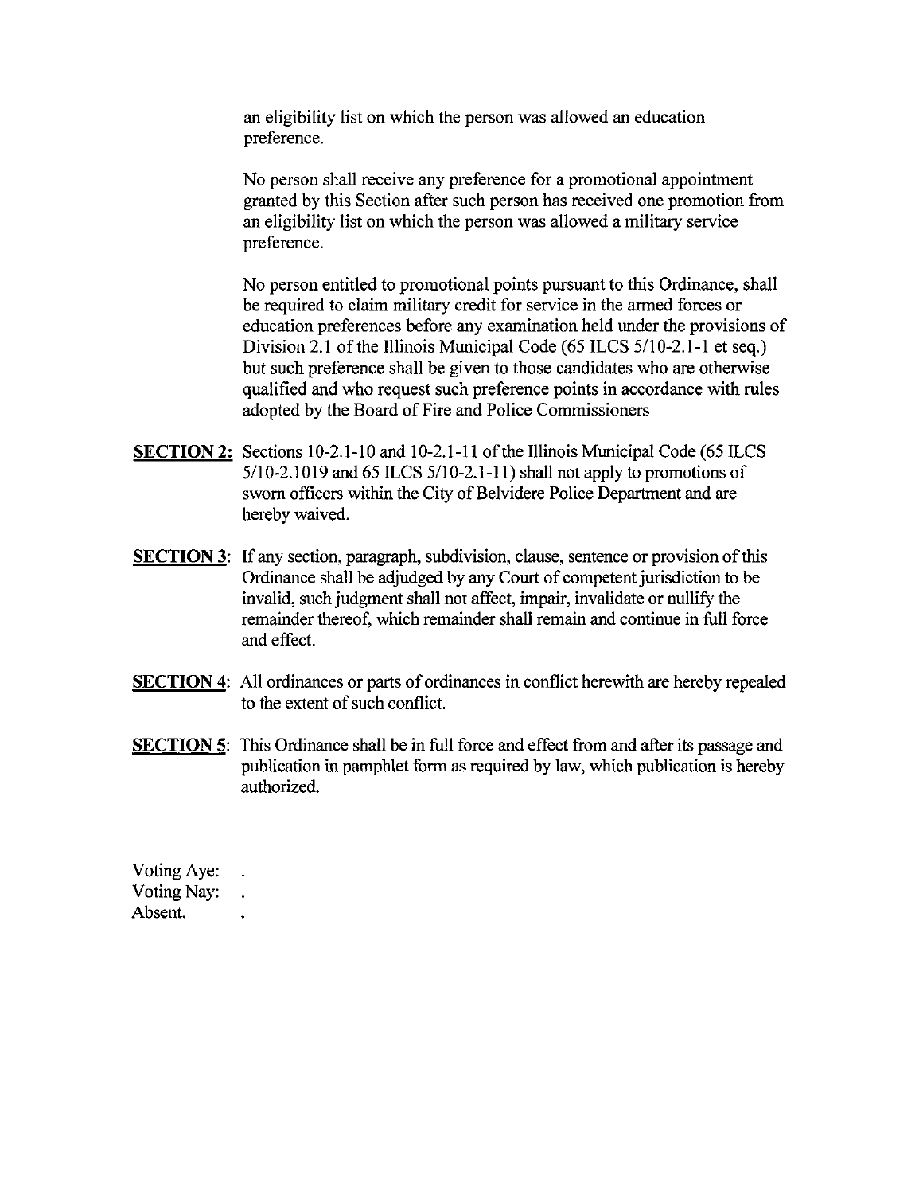an eligibility list on which the person was allowed an education preference.

No person shall receive any preference for a promotional appointment granted by this Section after such person has received one promotion from an eligibility list on which the person was allowed a military service preference.

No person entitled to promotional points pursuant to this Ordinance, shall be required to claim military credit for service in the armed forces or education preferences before any examination held under the provisions of Division 2.1 of the Illinois Municipal Code (65 ILCS 5/10-2.1-1 et seq.) but such preference shall be given to those candidates who are otherwise qualified and who request such preference points in accordance with rules adopted by the Board of Fire and Police Commissioners

**SECTION 2:** Sections 10-2.1-10 and 10-2.1-11 of the Illinois Municipal Code (65 ILCS 5/10-2.1019 and 65 ILCS 5/10-2.1-11) shall not apply to promotions of sworn officers within the City of Belvidere Police Department and are hereby waived.

**SECTION 3**: If any section, paragraph, subdivision, clause, sentence or provision of this Ordinance shall be adjudged by any Court of competent jurisdiction to be invalid, such judgment shall not affect, impair, invalidate or nullify the remainder thereof, which remainder shall remain and continue in full force and effect.

**SECTION 4**: All ordinances or parts of ordinances in conflict herewith are hereby repealed to the extent of such conflict.

**SECTION 5**: This Ordinance shall be in full force and effect from and after its passage and publication in pamphlet form as required by law, which publication is hereby authorized.

Voting Aye: .
Voting Nay: .
Absent. .